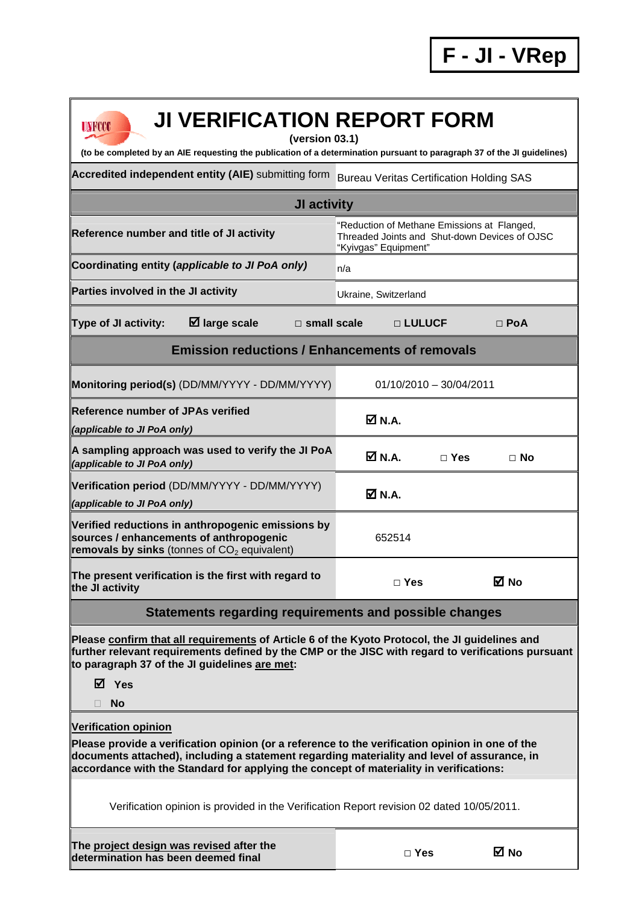**F - JI - VRep**

# JI VERIFICATION REPORT FORM

**(version 03.1)**

**(to be completed by an AIE requesting the publication of a determination pursuant to paragraph 37 of the JI guidelines)**

| **Accredited independent entity (AIE)** submitting form | Bureau Veritas Certification Holding SAS |
|---|---|

## JI activity

| | |
|---|---|
| **Reference number and title of JI activity** | "Reduction of Methane Emissions at Flanged, Threaded Joints and Shut-down Devices of OJSC "Kyivgas" Equipment" |
| **Coordinating entity (*applicable to JI PoA only*)** | n/a |
| **Parties involved in the JI activity** | Ukraine, Switzerland |

**Type of JI activity:** ☑ **large scale** □ **small scale** □ **LULUCF** □ **PoA**

## Emission reductions / Enhancements of removals

| | |
|---|---|
| **Monitoring period(s)** (DD/MM/YYYY - DD/MM/YYYY) | 01/10/2010 – 30/04/2011 |
| **Reference number of JPAs verified** *(applicable to JI PoA only)* | ☑ **N.A.** |
| **A sampling approach was used to verify the JI PoA** *(applicable to JI PoA only)* | ☑ **N.A.** □ **Yes** □ **No** |
| **Verification period** (DD/MM/YYYY - DD/MM/YYYY) *(applicable to JI PoA only)* | ☑ **N.A.** |
| **Verified reductions in anthropogenic emissions by sources / enhancements of anthropogenic removals by sinks** (tonnes of $CO_2$ equivalent) | 652514 |
| **The present verification is the first with regard to the JI activity** | □ **Yes** ☑ **No** |

## Statements regarding requirements and possible changes

**Please confirm that all requirements of Article 6 of the Kyoto Protocol, the JI guidelines and further relevant requirements defined by the CMP or the JISC with regard to verifications pursuant to paragraph 37 of the JI guidelines are met:**

☑ **Yes**

□ **No**

**Verification opinion**

**Please provide a verification opinion (or a reference to the verification opinion in one of the documents attached), including a statement regarding materiality and level of assurance, in accordance with the Standard for applying the concept of materiality in verifications:**

Verification opinion is provided in the Verification Report revision 02 dated 10/05/2011.

| | |
|---|---|
| **The project design was revised after the determination has been deemed final** | □ **Yes** ☑ **No** |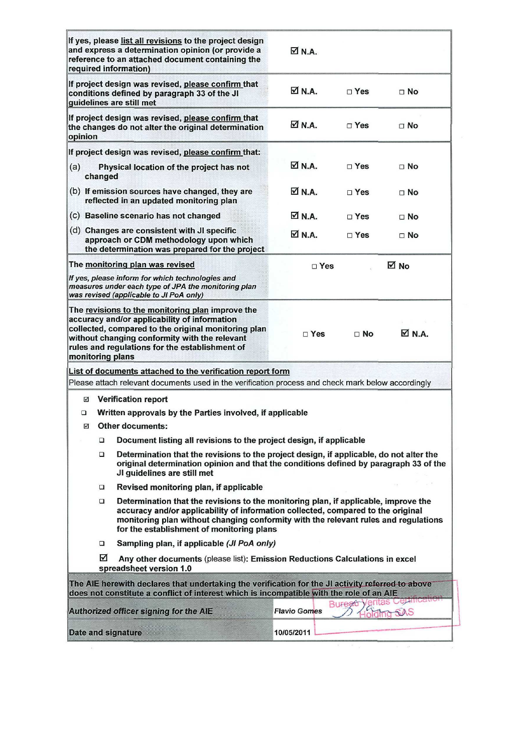| | | | |
|---|---|---|---|
| If yes, please list all revisions to the project design and express a determination opinion (or provide a reference to an attached document containing the required information) | ☑ N.A. | | |
| If project design was revised, please confirm that conditions defined by paragraph 33 of the JI guidelines are still met | ☑ N.A. | □ Yes | □ No |
| If project design was revised, please confirm that the changes do not alter the original determination opinion | ☑ N.A. | □ Yes | □ No |
| If project design was revised, please confirm that: | | | |
| (a) Physical location of the project has not changed | ☑ N.A. | □ Yes | □ No |
| (b) If emission sources have changed, they are reflected in an updated monitoring plan | ☑ N.A. | □ Yes | □ No |
| (c) Baseline scenario has not changed | ☑ N.A. | □ Yes | □ No |
| (d) Changes are consistent with JI specific approach or CDM methodology upon which the determination was prepared for the project | ☑ N.A. | □ Yes | □ No |
| The monitoring plan was revised<br>*If yes, please inform for which technologies and measures under each type of JPA the monitoring plan was revised (applicable to JI PoA only)* | □ Yes | | ☑ No |
| The revisions to the monitoring plan improve the accuracy and/or applicability of information collected, compared to the original monitoring plan without changing conformity with the relevant rules and regulations for the establishment of monitoring plans | □ Yes | □ No | ☑ N.A. |

**List of documents attached to the verification report form**

Please attach relevant documents used in the verification process and check mark below accordingly

- ☑ **Verification report**
- ☐ **Written approvals by the Parties involved, if applicable**
- ☑ **Other documents:**
  - ☐ **Document listing all revisions to the project design, if applicable**
  - ☐ **Determination that the revisions to the project design, if applicable, do not alter the original determination opinion and that the conditions defined by paragraph 33 of the JI guidelines are still met**
  - ☐ **Revised monitoring plan, if applicable**
  - ☐ **Determination that the revisions to the monitoring plan, if applicable, improve the accuracy and/or applicability of information collected, compared to the original monitoring plan without changing conformity with the relevant rules and regulations for the establishment of monitoring plans**
  - ☐ **Sampling plan, if applicable** ***(JI PoA only)***
  - ☑ **Any other documents** (please list): **Emission Reductions Calculations in excel spreadsheet version 1.0**

**The AIE herewith declares that undertaking the verification for the JI activity referred to above does not constitute a conflict of interest which is incompatible with the role of an AIE**

| | |
|---|---|
| **Authorized officer signing for the AIE** | **Flavio Gomes** |
| **Date and signature** | **10/05/2011** |

Bureau Veritas Certification Holding SAS